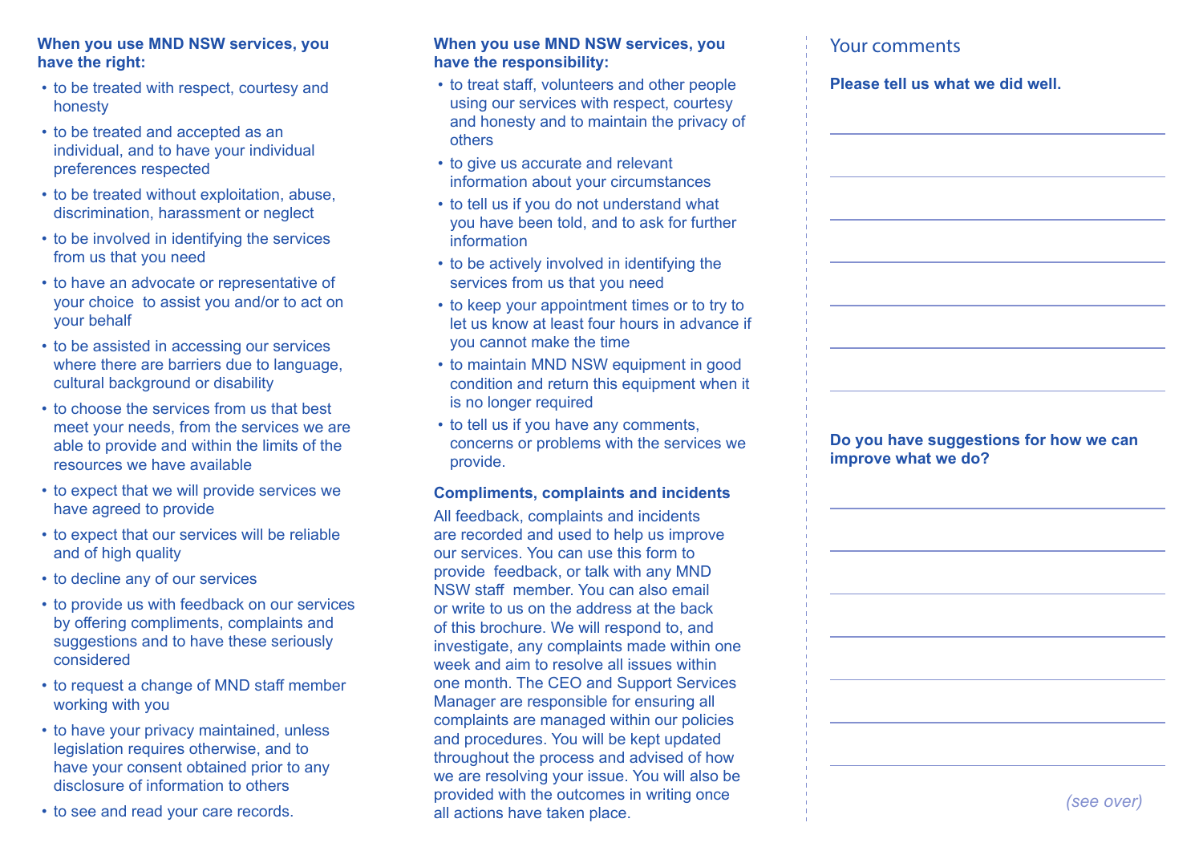**When you use MND NSW services, you have the right:**

- to be treated with respect, courtesy and honesty
- to be treated and accepted as an individual, and to have your individual preferences respected
- to be treated without exploitation, abuse, discrimination, harassment or neglect
- to be involved in identifying the services from us that you need
- to have an advocate or representative of your choice to assist you and/or to act on your behalf
- to be assisted in accessing our services where there are barriers due to language, cultural background or disability
- to choose the services from us that best meet your needs, from the services we are able to provide and within the limits of the resources we have available
- to expect that we will provide services we have agreed to provide
- to expect that our services will be reliable and of high quality
- to decline any of our services
- to provide us with feedback on our services by offering compliments, complaints and suggestions and to have these seriously considered
- to request a change of MND staff member working with you
- to have your privacy maintained, unless legislation requires otherwise, and to have your consent obtained prior to any disclosure of information to others
- to see and read your care records.

**When you use MND NSW services, you have the responsibility:**

- to treat staff, volunteers and other people using our services with respect, courtesy and honesty and to maintain the privacy of others
- to give us accurate and relevant information about your circumstances
- to tell us if you do not understand what you have been told, and to ask for further information
- to be actively involved in identifying the services from us that you need
- to keep your appointment times or to try to let us know at least four hours in advance if you cannot make the time
- to maintain MND NSW equipment in good condition and return this equipment when it is no longer required
- to tell us if you have any comments, concerns or problems with the services we provide.

**Compliments, complaints and incidents**

All feedback, complaints and incidents are recorded and used to help us improve our services. You can use this form to provide feedback, or talk with any MND NSW staff member. You can also email or write to us on the address at the back of this brochure. We will respond to, and investigate, any complaints made within one week and aim to resolve all issues within one month. The CEO and Support Services Manager are responsible for ensuring all complaints are managed within our policies and procedures. You will be kept updated throughout the process and advised of how we are resolving your issue. You will also be provided with the outcomes in writing once all actions have taken place.

## Your comments

**Please tell us what we did well.**

______________________________

______________________________

______________________________

______________________________

______________________________

______________________________

______________________________

**Do you have suggestions for how we can improve what we do?**

______________________________

______________________________

______________________________

______________________________

______________________________

______________________________

______________________________

*(see over)*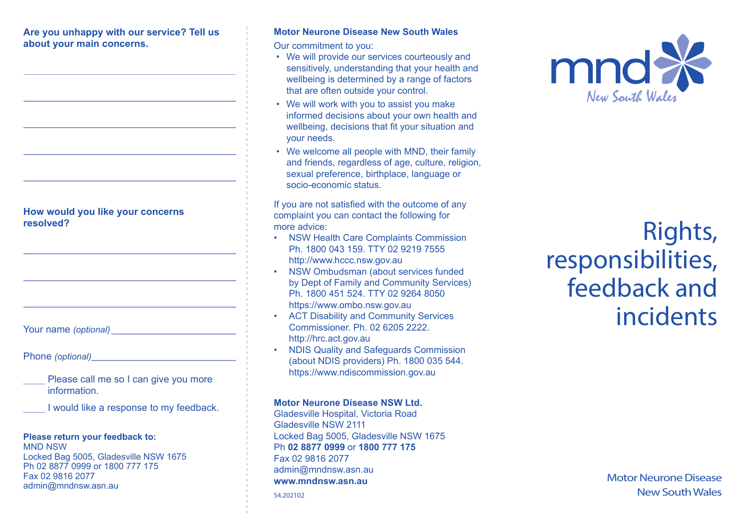**Are you unhappy with our service? Tell us about your main concerns.**

\_\_\_\_\_\_\_\_\_\_\_\_\_\_\_\_\_\_\_\_\_\_\_\_\_\_\_\_\_\_\_\_\_\_\_\_\_\_\_\_

\_\_\_\_\_\_\_\_\_\_\_\_\_\_\_\_\_\_\_\_\_\_\_\_\_\_\_\_\_\_\_\_\_\_\_\_\_\_\_\_

\_\_\_\_\_\_\_\_\_\_\_\_\_\_\_\_\_\_\_\_\_\_\_\_\_\_\_\_\_\_\_\_\_\_\_\_\_\_\_\_

\_\_\_\_\_\_\_\_\_\_\_\_\_\_\_\_\_\_\_\_\_\_\_\_\_\_\_\_\_\_\_\_\_\_\_\_\_\_\_\_

\_\_\_\_\_\_\_\_\_\_\_\_\_\_\_\_\_\_\_\_\_\_\_\_\_\_\_\_\_\_\_\_\_\_\_\_\_\_\_\_

**How would you like your concerns resolved?**

\_\_\_\_\_\_\_\_\_\_\_\_\_\_\_\_\_\_\_\_\_\_\_\_\_\_\_\_\_\_\_\_\_\_\_\_\_\_\_\_

\_\_\_\_\_\_\_\_\_\_\_\_\_\_\_\_\_\_\_\_\_\_\_\_\_\_\_\_\_\_\_\_\_\_\_\_\_\_\_\_

\_\_\_\_\_\_\_\_\_\_\_\_\_\_\_\_\_\_\_\_\_\_\_\_\_\_\_\_\_\_\_\_\_\_\_\_\_\_\_\_

Your name *(optional)* \_\_\_\_\_\_\_\_\_\_\_\_\_\_\_\_\_\_\_\_\_\_

Phone *(optional)* \_\_\_\_\_\_\_\_\_\_\_\_\_\_\_\_\_\_\_\_\_\_\_\_\_\_

\_\_\_\_ Please call me so I can give you more information.

\_\_\_\_ I would like a response to my feedback.

**Please return your feedback to:**
MND NSW
Locked Bag 5005, Gladesville NSW 1675
Ph 02 8877 0999 or 1800 777 175
Fax 02 9816 2077
admin@mndnsw.asn.au

**Motor Neurone Disease New South Wales**

Our commitment to you:

- We will provide our services courteously and sensitively, understanding that your health and wellbeing is determined by a range of factors that are often outside your control.
- We will work with you to assist you make informed decisions about your own health and wellbeing, decisions that fit your situation and your needs.
- We welcome all people with MND, their family and friends, regardless of age, culture, religion, sexual preference, birthplace, language or socio-economic status.

If you are not satisfied with the outcome of any complaint you can contact the following for more advice:

- NSW Health Care Complaints Commission Ph. 1800 043 159. TTY 02 9219 7555 http://www.hccc.nsw.gov.au
- NSW Ombudsman (about services funded by Dept of Family and Community Services) Ph. 1800 451 524. TTY 02 9264 8050 https://www.ombo.nsw.gov.au
- ACT Disability and Community Services Commissioner. Ph. 02 6205 2222. http://hrc.act.gov.au
- NDIS Quality and Safeguards Commission (about NDIS providers) Ph. 1800 035 544. https://www.ndiscommission.gov.au

**Motor Neurone Disease NSW Ltd.**
Gladesville Hospital, Victoria Road
Gladesville NSW 2111
Locked Bag 5005, Gladesville NSW 1675
Ph **02 8877 0999** or **1800 777 175**
Fax 02 9816 2077
admin@mndnsw.asn.au
**www.mndnsw.asn.au**

54.202102

mnd New South Wales

# Rights, responsibilities, feedback and incidents

Motor Neurone Disease
New South Wales